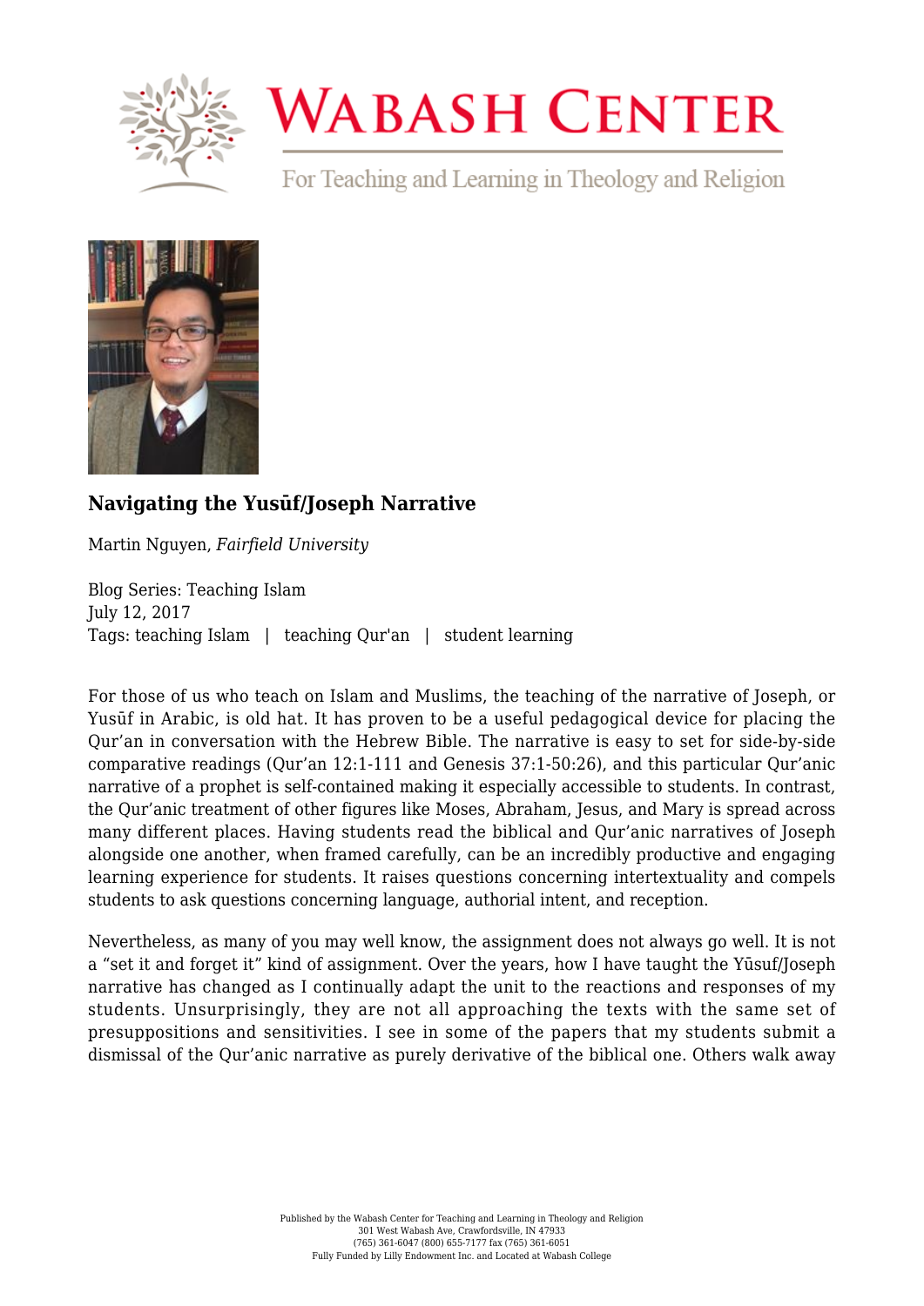# Wabash Center

For Teaching and Learning in Theology and Religion

## Navigating the Yusūf/Joseph Narrative

Martin Nguyen, *Fairfield University*

Blog Series: Teaching Islam
July 12, 2017
Tags: teaching Islam | teaching Qur'an | student learning

For those of us who teach on Islam and Muslims, the teaching of the narrative of Joseph, or Yusūf in Arabic, is old hat. It has proven to be a useful pedagogical device for placing the Qur'an in conversation with the Hebrew Bible. The narrative is easy to set for side-by-side comparative readings (Qur'an 12:1-111 and Genesis 37:1-50:26), and this particular Qur'anic narrative of a prophet is self-contained making it especially accessible to students. In contrast, the Qur'anic treatment of other figures like Moses, Abraham, Jesus, and Mary is spread across many different places. Having students read the biblical and Qur'anic narratives of Joseph alongside one another, when framed carefully, can be an incredibly productive and engaging learning experience for students. It raises questions concerning intertextuality and compels students to ask questions concerning language, authorial intent, and reception.

Nevertheless, as many of you may well know, the assignment does not always go well. It is not a "set it and forget it" kind of assignment. Over the years, how I have taught the Yūsuf/Joseph narrative has changed as I continually adapt the unit to the reactions and responses of my students. Unsurprisingly, they are not all approaching the texts with the same set of presuppositions and sensitivities. I see in some of the papers that my students submit a dismissal of the Qur'anic narrative as purely derivative of the biblical one. Others walk away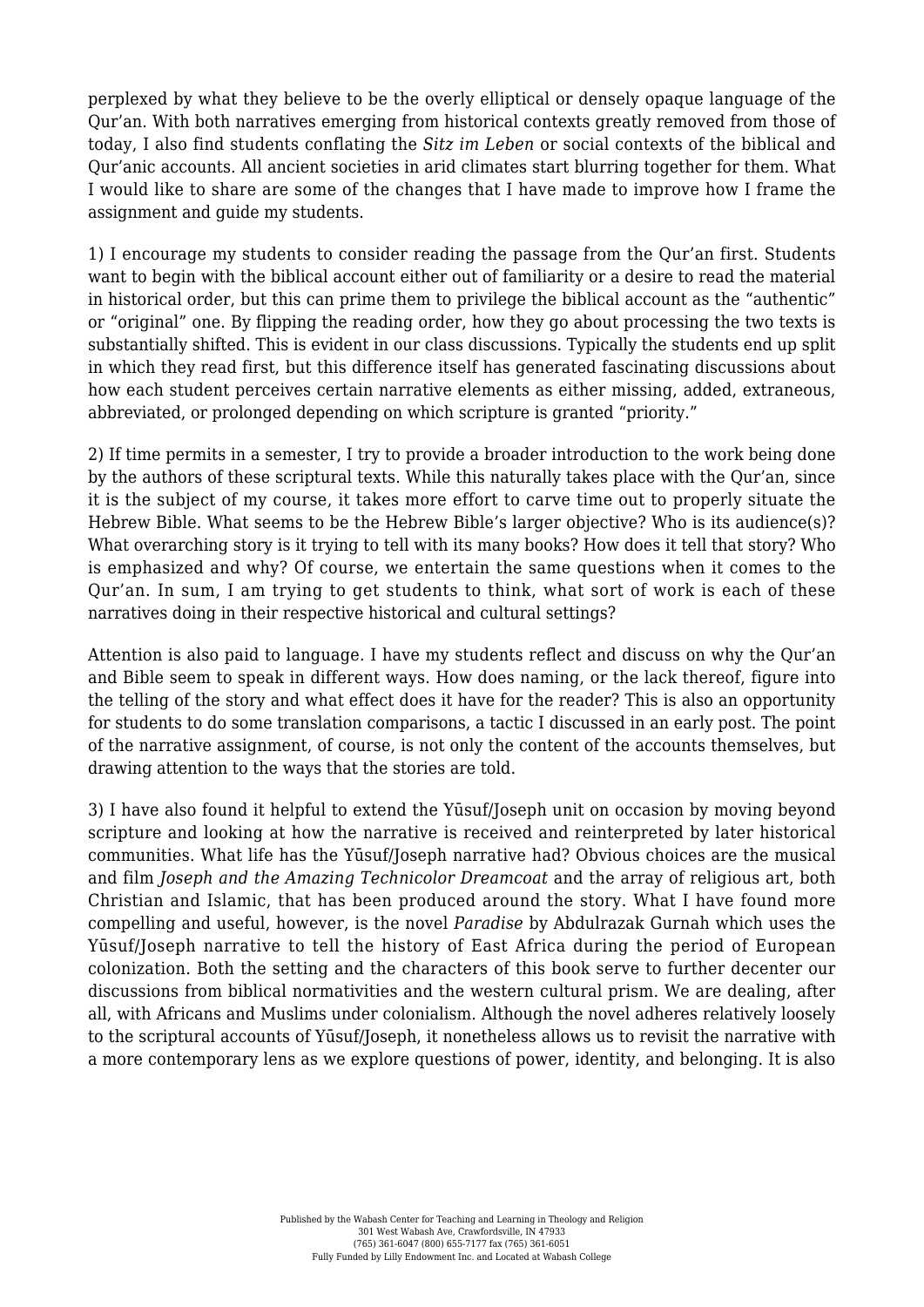perplexed by what they believe to be the overly elliptical or densely opaque language of the Qur'an. With both narratives emerging from historical contexts greatly removed from those of today, I also find students conflating the *Sitz im Leben* or social contexts of the biblical and Qur'anic accounts. All ancient societies in arid climates start blurring together for them. What I would like to share are some of the changes that I have made to improve how I frame the assignment and guide my students.

1) I encourage my students to consider reading the passage from the Qur'an first. Students want to begin with the biblical account either out of familiarity or a desire to read the material in historical order, but this can prime them to privilege the biblical account as the "authentic" or "original" one. By flipping the reading order, how they go about processing the two texts is substantially shifted. This is evident in our class discussions. Typically the students end up split in which they read first, but this difference itself has generated fascinating discussions about how each student perceives certain narrative elements as either missing, added, extraneous, abbreviated, or prolonged depending on which scripture is granted "priority."

2) If time permits in a semester, I try to provide a broader introduction to the work being done by the authors of these scriptural texts. While this naturally takes place with the Qur'an, since it is the subject of my course, it takes more effort to carve time out to properly situate the Hebrew Bible. What seems to be the Hebrew Bible's larger objective? Who is its audience(s)? What overarching story is it trying to tell with its many books? How does it tell that story? Who is emphasized and why? Of course, we entertain the same questions when it comes to the Qur'an. In sum, I am trying to get students to think, what sort of work is each of these narratives doing in their respective historical and cultural settings?

Attention is also paid to language. I have my students reflect and discuss on why the Qur'an and Bible seem to speak in different ways. How does naming, or the lack thereof, figure into the telling of the story and what effect does it have for the reader? This is also an opportunity for students to do some translation comparisons, a tactic I discussed in an early post. The point of the narrative assignment, of course, is not only the content of the accounts themselves, but drawing attention to the ways that the stories are told.

3) I have also found it helpful to extend the Yūsuf/Joseph unit on occasion by moving beyond scripture and looking at how the narrative is received and reinterpreted by later historical communities. What life has the Yūsuf/Joseph narrative had? Obvious choices are the musical and film *Joseph and the Amazing Technicolor Dreamcoat* and the array of religious art, both Christian and Islamic, that has been produced around the story. What I have found more compelling and useful, however, is the novel *Paradise* by Abdulrazak Gurnah which uses the Yūsuf/Joseph narrative to tell the history of East Africa during the period of European colonization. Both the setting and the characters of this book serve to further decenter our discussions from biblical normativities and the western cultural prism. We are dealing, after all, with Africans and Muslims under colonialism. Although the novel adheres relatively loosely to the scriptural accounts of Yūsuf/Joseph, it nonetheless allows us to revisit the narrative with a more contemporary lens as we explore questions of power, identity, and belonging. It is also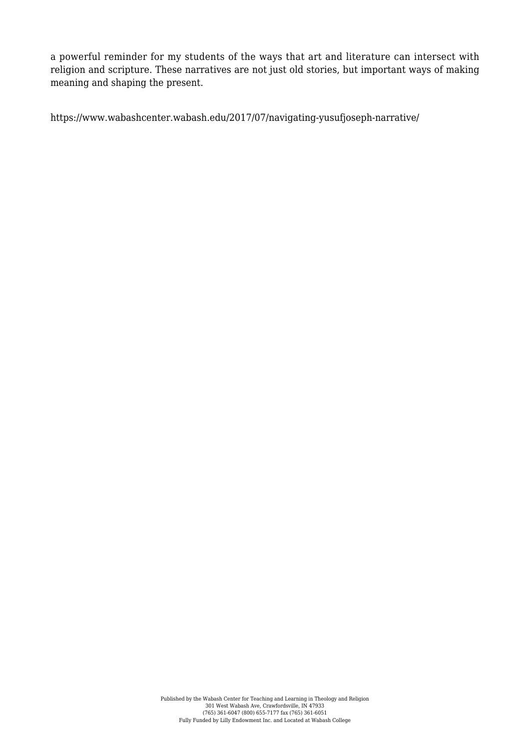a powerful reminder for my students of the ways that art and literature can intersect with religion and scripture. These narratives are not just old stories, but important ways of making meaning and shaping the present.

https://www.wabashcenter.wabash.edu/2017/07/navigating-yusufjoseph-narrative/